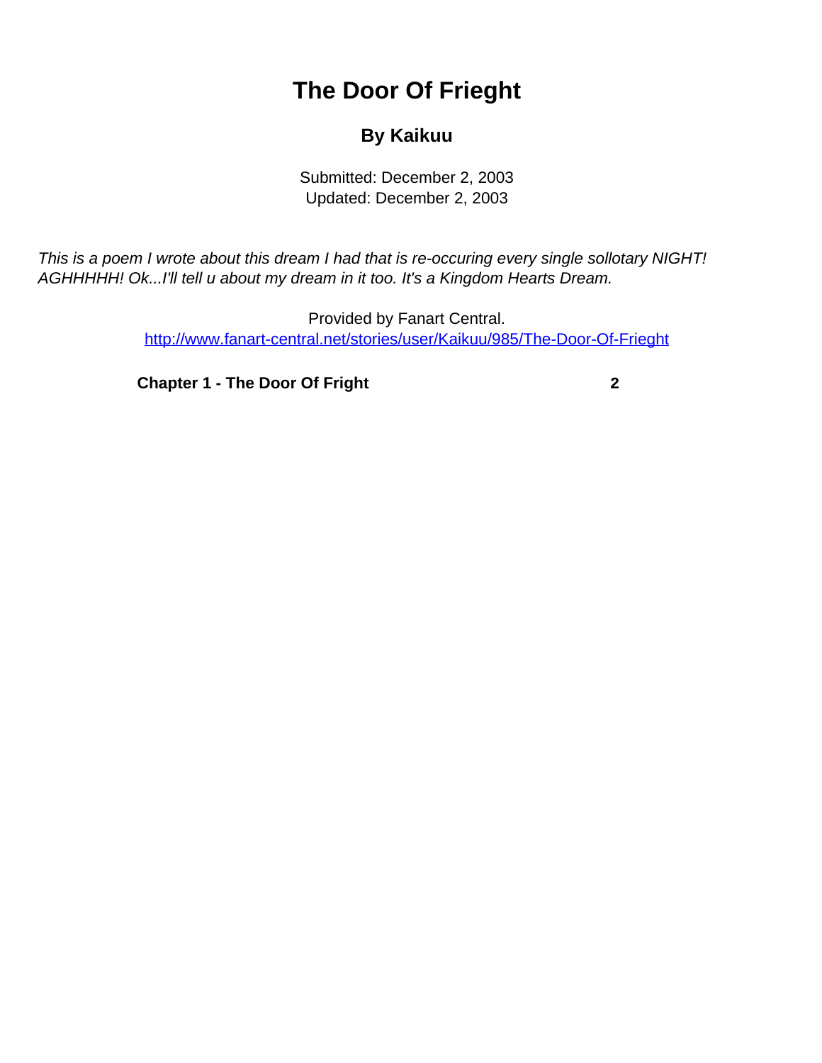# The Door Of Frieght

## By Kaikuu

Submitted: December 2, 2003
Updated: December 2, 2003

*This is a poem I wrote about this dream I had that is re-occuring every single sollotary NIGHT! AGHHHHH! Ok...I'll tell u about my dream in it too. It's a Kingdom Hearts Dream.*

Provided by Fanart Central.
http://www.fanart-central.net/stories/user/Kaikuu/985/The-Door-Of-Frieght

| | |
|---|---|
| **Chapter 1 - The Door Of Fright** | **2** |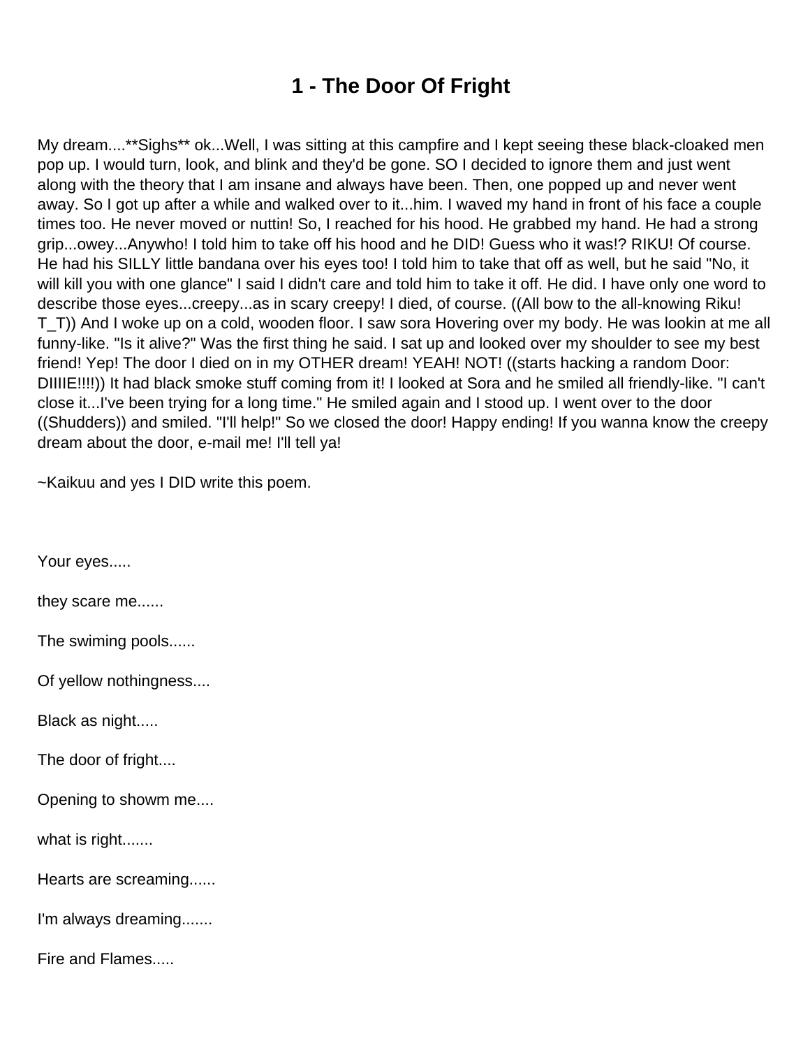# 1 - The Door Of Fright

My dream....**Sighs** ok...Well, I was sitting at this campfire and I kept seeing these black-cloaked men pop up. I would turn, look, and blink and they'd be gone. SO I decided to ignore them and just went along with the theory that I am insane and always have been. Then, one popped up and never went away. So I got up after a while and walked over to it...him. I waved my hand in front of his face a couple times too. He never moved or nuttin! So, I reached for his hood. He grabbed my hand. He had a strong grip...owey...Anywho! I told him to take off his hood and he DID! Guess who it was!? RIKU! Of course. He had his SILLY little bandana over his eyes too! I told him to take that off as well, but he said "No, it will kill you with one glance" I said I didn't care and told him to take it off. He did. I have only one word to describe those eyes...creepy...as in scary creepy! I died, of course. ((All bow to the all-knowing Riku! T_T)) And I woke up on a cold, wooden floor. I saw sora Hovering over my body. He was lookin at me all funny-like. "Is it alive?" Was the first thing he said. I sat up and looked over my shoulder to see my best friend! Yep! The door I died on in my OTHER dream! YEAH! NOT! ((starts hacking a random Door: DIIIIE!!!!)) It had black smoke stuff coming from it! I looked at Sora and he smiled all friendly-like. "I can't close it...I've been trying for a long time." He smiled again and I stood up. I went over to the door ((Shudders)) and smiled. "I'll help!" So we closed the door! Happy ending! If you wanna know the creepy dream about the door, e-mail me! I'll tell ya!

~Kaikuu and yes I DID write this poem.

Your eyes.....

they scare me......

The swiming pools......

Of yellow nothingness....

Black as night.....

The door of fright....

Opening to showm me....

what is right.......

Hearts are screaming......

I'm always dreaming.......

Fire and Flames.....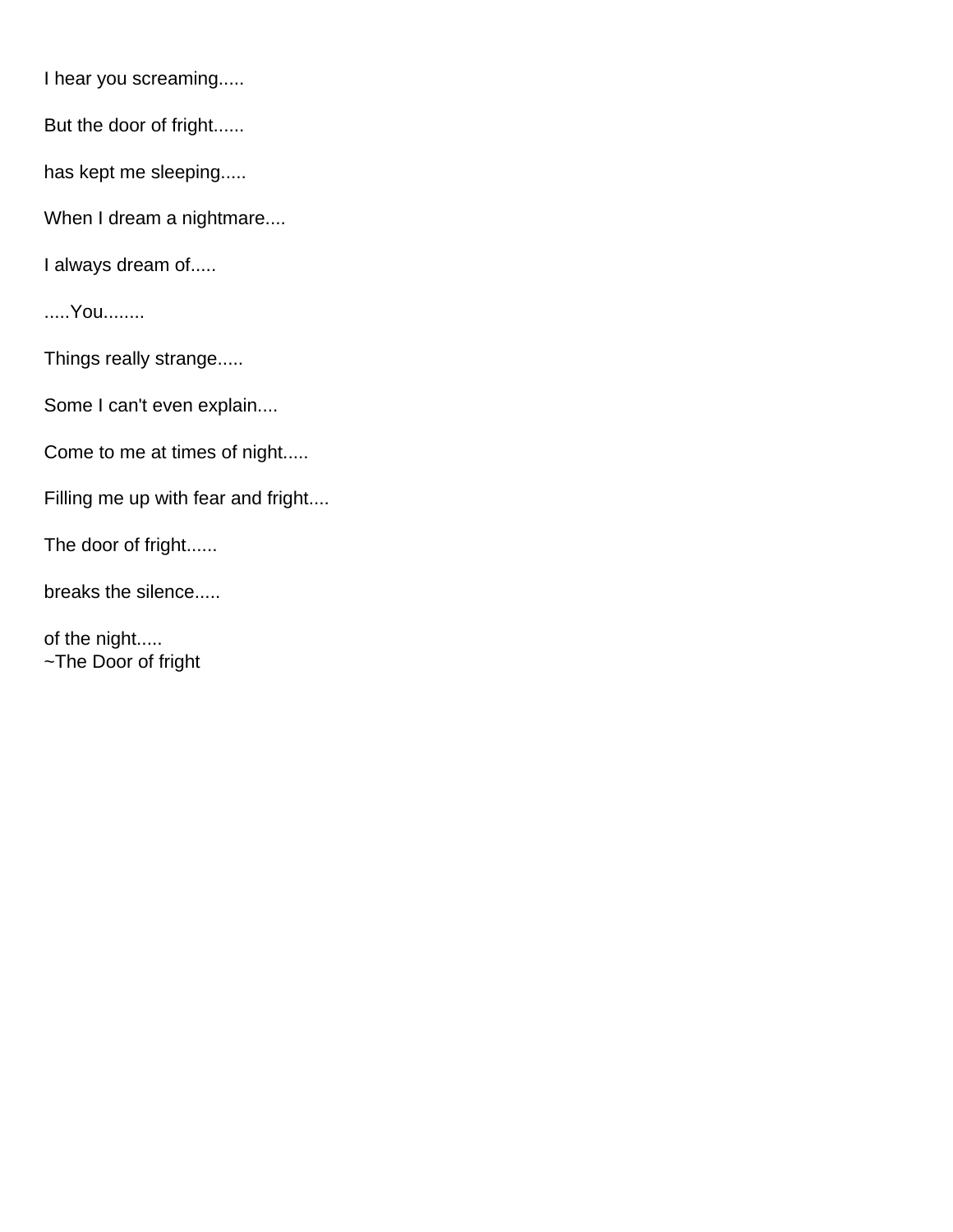I hear you screaming.....

But the door of fright......

has kept me sleeping.....

When I dream a nightmare....

I always dream of.....

.....You........

Things really strange.....

Some I can't even explain....

Come to me at times of night.....

Filling me up with fear and fright....

The door of fright......

breaks the silence.....

of the night.....  
~The Door of fright